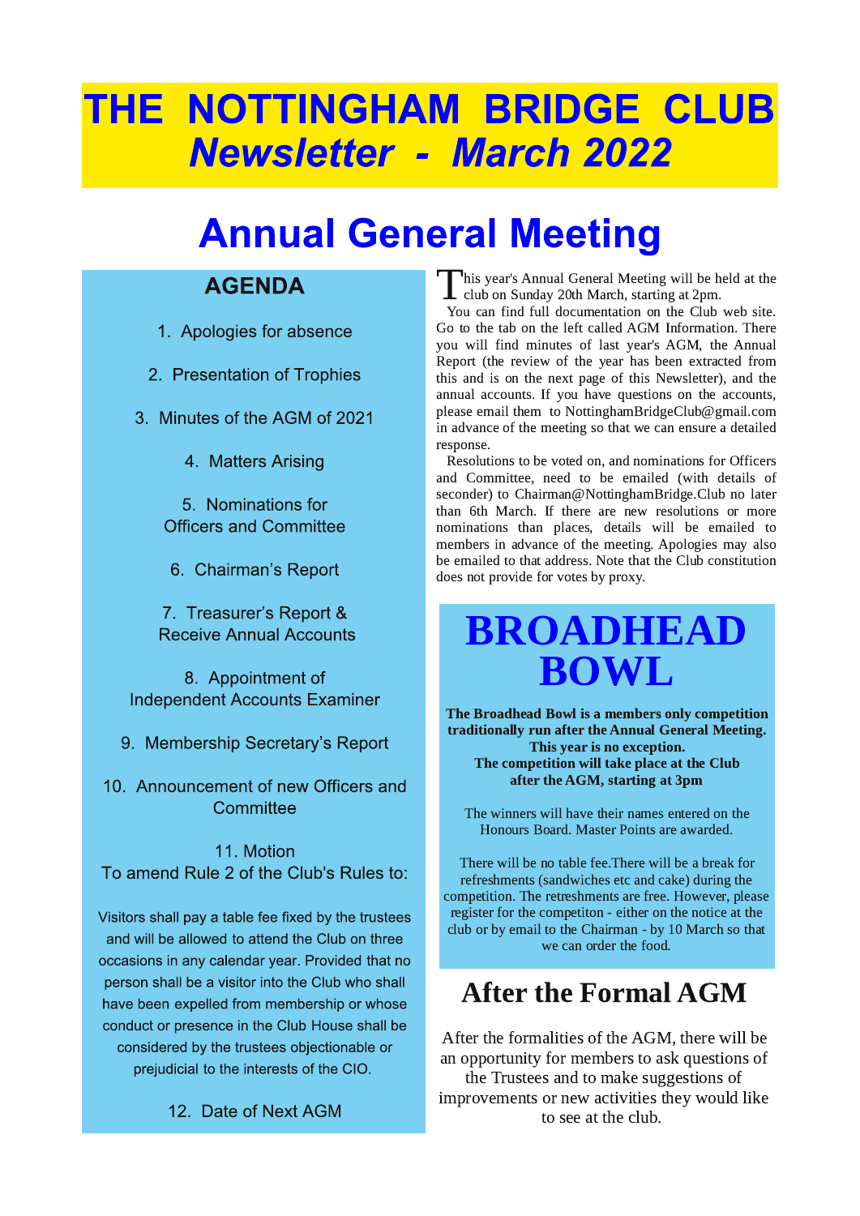# THE NOTTINGHAM BRIDGE CLUB
## *Newsletter - March 2022*

# Annual General Meeting

### AGENDA

1. Apologies for absence
2. Presentation of Trophies
3. Minutes of the AGM of 2021
4. Matters Arising
5. Nominations for Officers and Committee
6. Chairman's Report
7. Treasurer's Report & Receive Annual Accounts
8. Appointment of Independent Accounts Examiner
9. Membership Secretary's Report
10. Announcement of new Officers and Committee
11. Motion
    To amend Rule 2 of the Club's Rules to:

    Visitors shall pay a table fee fixed by the trustees and will be allowed to attend the Club on three occasions in any calendar year. Provided that no person shall be a visitor into the Club who shall have been expelled from membership or whose conduct or presence in the Club House shall be considered by the trustees objectionable or prejudicial to the interests of the CIO.
12. Date of Next AGM

This year's Annual General Meeting will be held at the club on Sunday 20th March, starting at 2pm.

You can find full documentation on the Club web site. Go to the tab on the left called AGM Information. There you will find minutes of last year's AGM, the Annual Report (the review of the year has been extracted from this and is on the next page of this Newsletter), and the annual accounts. If you have questions on the accounts, please email them to NottinghamBridgeClub@gmail.com in advance of the meeting so that we can ensure a detailed response.

Resolutions to be voted on, and nominations for Officers and Committee, need to be emailed (with details of seconder) to Chairman@NottinghamBridge.Club no later than 6th March. If there are new resolutions or more nominations than places, details will be emailed to members in advance of the meeting. Apologies may also be emailed to that address. Note that the Club constitution does not provide for votes by proxy.

# BROADHEAD BOWL

**The Broadhead Bowl is a members only competition traditionally run after the Annual General Meeting. This year is no exception. The competition will take place at the Club after the AGM, starting at 3pm**

The winners will have their names entered on the Honours Board. Master Points are awarded.

There will be no table fee.There will be a break for refreshments (sandwiches etc and cake) during the competition. The retreshments are free. However, please register for the competiton - either on the notice at the club or by email to the Chairman - by 10 March so that we can order the food.

## After the Formal AGM

After the formalities of the AGM, there will be an opportunity for members to ask questions of the Trustees and to make suggestions of improvements or new activities they would like to see at the club.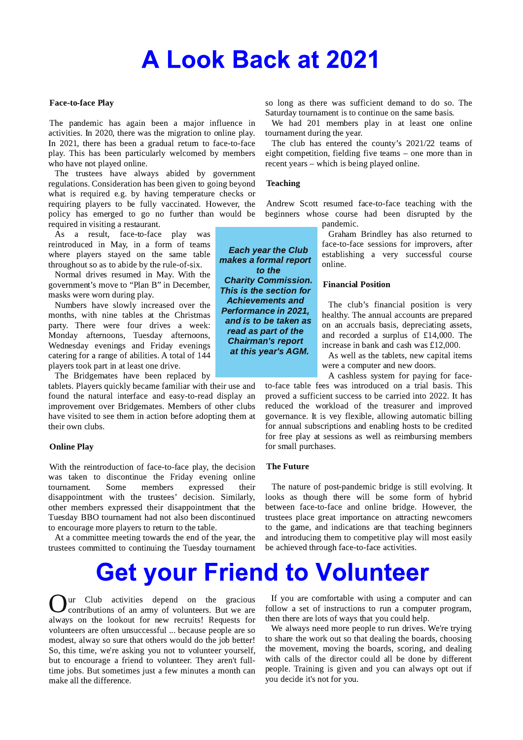# A Look Back at 2021

### Face-to-face Play

The pandemic has again been a major influence in activities. In 2020, there was the migration to online play. In 2021, there has been a gradual return to face-to-face play. This has been particularly welcomed by members who have not played online.

The trustees have always abided by government regulations. Consideration has been given to going beyond what is required e.g. by having temperature checks or requiring players to be fully vaccinated. However, the policy has emerged to go no further than would be required in visiting a restaurant.

As a result, face-to-face play was reintroduced in May, in a form of teams where players stayed on the same table throughout so as to abide by the rule-of-six.

Normal drives resumed in May. With the government's move to "Plan B" in December, masks were worn during play.

Numbers have slowly increased over the months, with nine tables at the Christmas party. There were four drives a week: Monday afternoons, Tuesday afternoons, Wednesday evenings and Friday evenings catering for a range of abilities. A total of 144 players took part in at least one drive.

The Bridgemates have been replaced by tablets. Players quickly became familiar with their use and found the natural interface and easy-to-read display an improvement over Bridgemates. Members of other clubs have visited to see them in action before adopting them at their own clubs.

***Each year the Club makes a formal report to the Charity Commission. This is the section for Achievements and Performance in 2021, and is to be taken as read as part of the Chairman's report at this year's AGM.***

### Online Play

With the reintroduction of face-to-face play, the decision was taken to discontinue the Friday evening online tournament. Some members expressed their disappointment with the trustees' decision. Similarly, other members expressed their disappointment that the Tuesday BBO tournament had not also been discontinued to encourage more players to return to the table.

At a committee meeting towards the end of the year, the trustees committed to continuing the Tuesday tournament so long as there was sufficient demand to do so. The Saturday tournament is to continue on the same basis.

We had 201 members play in at least one online tournament during the year.

The club has entered the county's 2021/22 teams of eight competition, fielding five teams – one more than in recent years – which is being played online.

### Teaching

Andrew Scott resumed face-to-face teaching with the beginners whose course had been disrupted by the pandemic.

Graham Brindley has also returned to face-to-face sessions for improvers, after establishing a very successful course online.

### Financial Position

The club's financial position is very healthy. The annual accounts are prepared on an accruals basis, depreciating assets, and recorded a surplus of £14,000. The increase in bank and cash was £12,000.

As well as the tablets, new capital items were a computer and new doors.

A cashless system for paying for face-to-face table fees was introduced on a trial basis. This proved a sufficient success to be carried into 2022. It has reduced the workload of the treasurer and improved governance. It is vey flexible, allowing automatic billing for annual subscriptions and enabling hosts to be credited for free play at sessions as well as reimbursing members for small purchases.

### The Future

The nature of post-pandemic bridge is still evolving. It looks as though there will be some form of hybrid between face-to-face and online bridge. However, the trustees place great importance on attracting newcomers to the game, and indications are that teaching beginners and introducing them to competitive play will most easily be achieved through face-to-face activities.

# Get your Friend to Volunteer

Our Club activities depend on the gracious contributions of an army of volunteers. But we are always on the lookout for new recruits! Requests for volunteers are often unsuccessful ... because people are so modest, alway so sure that others would do the job better! So, this time, we're asking you not to volunteer yourself, but to encourage a friend to volunteer. They aren't full-time jobs. But sometimes just a few minutes a month can make all the difference.

If you are comfortable with using a computer and can follow a set of instructions to run a computer program, then there are lots of ways that you could help.

We always need more people to run drives. We're trying to share the work out so that dealing the boards, choosing the movement, moving the boards, scoring, and dealing with calls of the director could all be done by different people. Training is given and you can always opt out if you decide it's not for you.